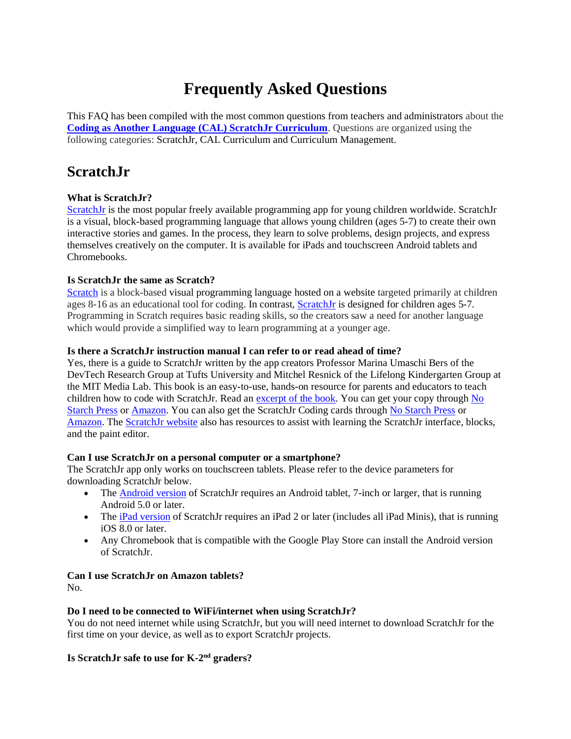# Frequently Asked Questions

This FAQ has been compiled with the most common questions from teachers and administrators about the **Coding as Another Language (CAL) ScratchJr Curriculum**. Questions are organized using the following categories: ScratchJr, CAL Curriculum and Curriculum Management.

## ScratchJr

**What is ScratchJr?**
ScratchJr is the most popular freely available programming app for young children worldwide. ScratchJr is a visual, block-based programming language that allows young children (ages 5-7) to create their own interactive stories and games. In the process, they learn to solve problems, design projects, and express themselves creatively on the computer. It is available for iPads and touchscreen Android tablets and Chromebooks.

**Is ScratchJr the same as Scratch?**
Scratch is a block-based visual programming language hosted on a website targeted primarily at children ages 8-16 as an educational tool for coding. In contrast, ScratchJr is designed for children ages 5-7. Programming in Scratch requires basic reading skills, so the creators saw a need for another language which would provide a simplified way to learn programming at a younger age.

**Is there a ScratchJr instruction manual I can refer to or read ahead of time?**
Yes, there is a guide to ScratchJr written by the app creators Professor Marina Umaschi Bers of the DevTech Research Group at Tufts University and Mitchel Resnick of the Lifelong Kindergarten Group at the MIT Media Lab. This book is an easy-to-use, hands-on resource for parents and educators to teach children how to code with ScratchJr. Read an excerpt of the book. You can get your copy through No Starch Press or Amazon. You can also get the ScratchJr Coding cards through No Starch Press or Amazon. The ScratchJr website also has resources to assist with learning the ScratchJr interface, blocks, and the paint editor.

**Can I use ScratchJr on a personal computer or a smartphone?**
The ScratchJr app only works on touchscreen tablets. Please refer to the device parameters for downloading ScratchJr below.

- The Android version of ScratchJr requires an Android tablet, 7-inch or larger, that is running Android 5.0 or later.
- The iPad version of ScratchJr requires an iPad 2 or later (includes all iPad Minis), that is running iOS 8.0 or later.
- Any Chromebook that is compatible with the Google Play Store can install the Android version of ScratchJr.

**Can I use ScratchJr on Amazon tablets?**
No.

**Do I need to be connected to WiFi/internet when using ScratchJr?**
You do not need internet while using ScratchJr, but you will need internet to download ScratchJr for the first time on your device, as well as to export ScratchJr projects.

**Is ScratchJr safe to use for K-2nd graders?**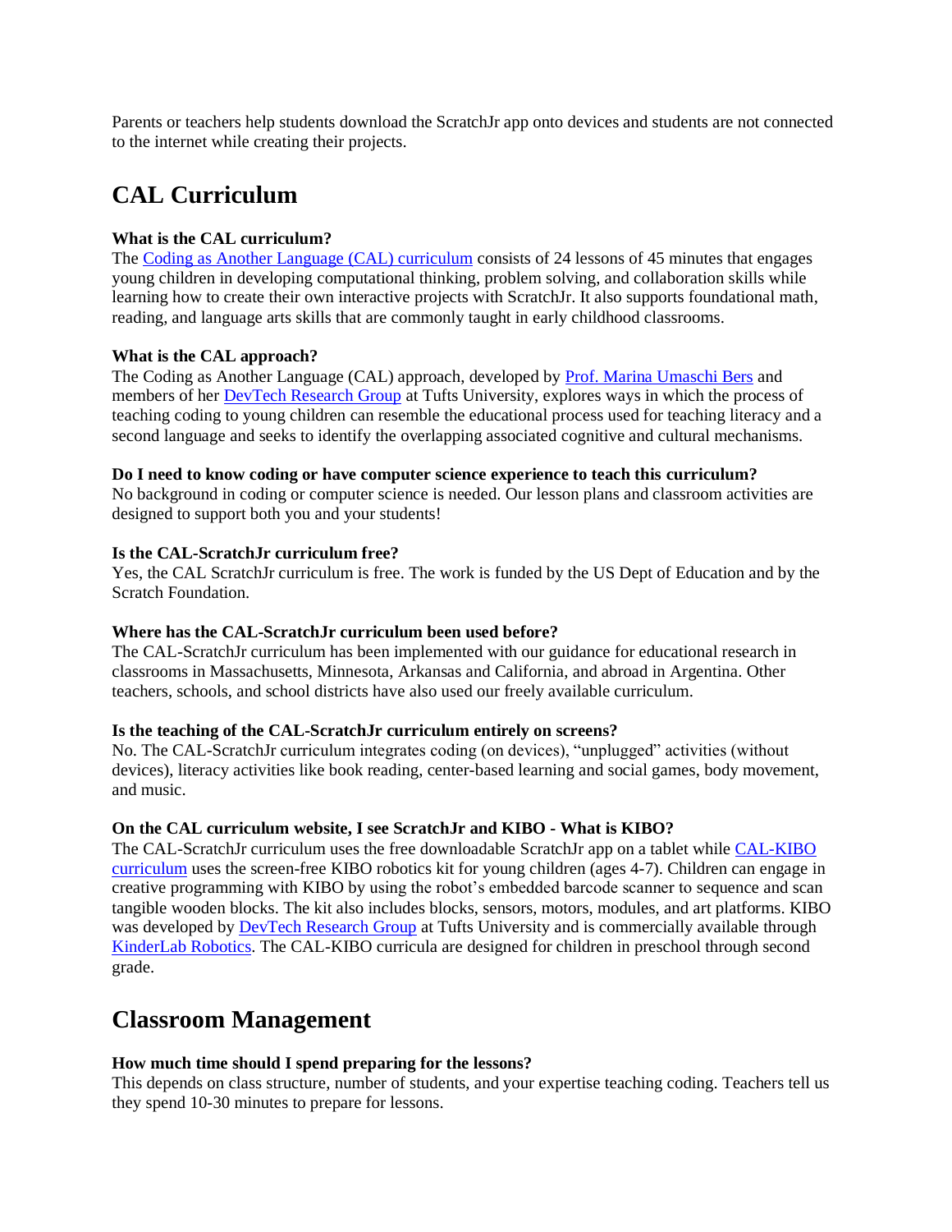Parents or teachers help students download the ScratchJr app onto devices and students are not connected to the internet while creating their projects.

## CAL Curriculum

**What is the CAL curriculum?**
The Coding as Another Language (CAL) curriculum consists of 24 lessons of 45 minutes that engages young children in developing computational thinking, problem solving, and collaboration skills while learning how to create their own interactive projects with ScratchJr. It also supports foundational math, reading, and language arts skills that are commonly taught in early childhood classrooms.

**What is the CAL approach?**
The Coding as Another Language (CAL) approach, developed by Prof. Marina Umaschi Bers and members of her DevTech Research Group at Tufts University, explores ways in which the process of teaching coding to young children can resemble the educational process used for teaching literacy and a second language and seeks to identify the overlapping associated cognitive and cultural mechanisms.

**Do I need to know coding or have computer science experience to teach this curriculum?**
No background in coding or computer science is needed. Our lesson plans and classroom activities are designed to support both you and your students!

**Is the CAL-ScratchJr curriculum free?**
Yes, the CAL ScratchJr curriculum is free. The work is funded by the US Dept of Education and by the Scratch Foundation.

**Where has the CAL-ScratchJr curriculum been used before?**
The CAL-ScratchJr curriculum has been implemented with our guidance for educational research in classrooms in Massachusetts, Minnesota, Arkansas and California, and abroad in Argentina. Other teachers, schools, and school districts have also used our freely available curriculum.

**Is the teaching of the CAL-ScratchJr curriculum entirely on screens?**
No. The CAL-ScratchJr curriculum integrates coding (on devices), "unplugged" activities (without devices), literacy activities like book reading, center-based learning and social games, body movement, and music.

**On the CAL curriculum website, I see ScratchJr and KIBO - What is KIBO?**
The CAL-ScratchJr curriculum uses the free downloadable ScratchJr app on a tablet while CAL-KIBO curriculum uses the screen-free KIBO robotics kit for young children (ages 4-7). Children can engage in creative programming with KIBO by using the robot's embedded barcode scanner to sequence and scan tangible wooden blocks. The kit also includes blocks, sensors, motors, modules, and art platforms. KIBO was developed by DevTech Research Group at Tufts University and is commercially available through KinderLab Robotics. The CAL-KIBO curricula are designed for children in preschool through second grade.

## Classroom Management

**How much time should I spend preparing for the lessons?**
This depends on class structure, number of students, and your expertise teaching coding. Teachers tell us they spend 10-30 minutes to prepare for lessons.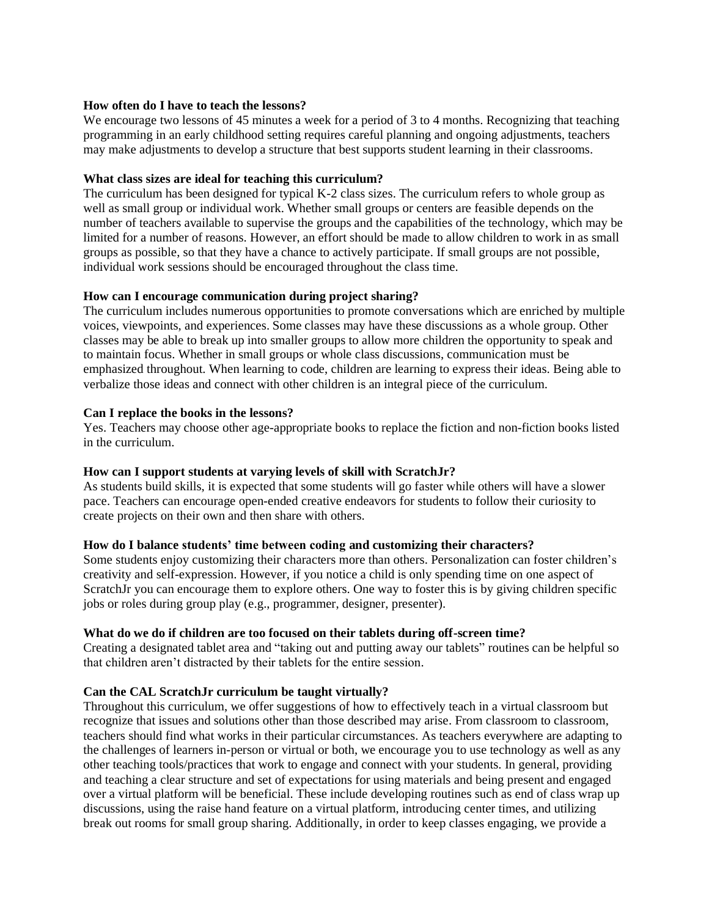**How often do I have to teach the lessons?**

We encourage two lessons of 45 minutes a week for a period of 3 to 4 months. Recognizing that teaching programming in an early childhood setting requires careful planning and ongoing adjustments, teachers may make adjustments to develop a structure that best supports student learning in their classrooms.

**What class sizes are ideal for teaching this curriculum?**

The curriculum has been designed for typical K-2 class sizes. The curriculum refers to whole group as well as small group or individual work. Whether small groups or centers are feasible depends on the number of teachers available to supervise the groups and the capabilities of the technology, which may be limited for a number of reasons. However, an effort should be made to allow children to work in as small groups as possible, so that they have a chance to actively participate. If small groups are not possible, individual work sessions should be encouraged throughout the class time.

**How can I encourage communication during project sharing?**

The curriculum includes numerous opportunities to promote conversations which are enriched by multiple voices, viewpoints, and experiences. Some classes may have these discussions as a whole group. Other classes may be able to break up into smaller groups to allow more children the opportunity to speak and to maintain focus. Whether in small groups or whole class discussions, communication must be emphasized throughout. When learning to code, children are learning to express their ideas. Being able to verbalize those ideas and connect with other children is an integral piece of the curriculum.

**Can I replace the books in the lessons?**

Yes. Teachers may choose other age-appropriate books to replace the fiction and non-fiction books listed in the curriculum.

**How can I support students at varying levels of skill with ScratchJr?**

As students build skills, it is expected that some students will go faster while others will have a slower pace. Teachers can encourage open-ended creative endeavors for students to follow their curiosity to create projects on their own and then share with others.

**How do I balance students' time between coding and customizing their characters?**

Some students enjoy customizing their characters more than others. Personalization can foster children's creativity and self-expression. However, if you notice a child is only spending time on one aspect of ScratchJr you can encourage them to explore others. One way to foster this is by giving children specific jobs or roles during group play (e.g., programmer, designer, presenter).

**What do we do if children are too focused on their tablets during off-screen time?**

Creating a designated tablet area and "taking out and putting away our tablets" routines can be helpful so that children aren't distracted by their tablets for the entire session.

**Can the CAL ScratchJr curriculum be taught virtually?**

Throughout this curriculum, we offer suggestions of how to effectively teach in a virtual classroom but recognize that issues and solutions other than those described may arise. From classroom to classroom, teachers should find what works in their particular circumstances. As teachers everywhere are adapting to the challenges of learners in-person or virtual or both, we encourage you to use technology as well as any other teaching tools/practices that work to engage and connect with your students. In general, providing and teaching a clear structure and set of expectations for using materials and being present and engaged over a virtual platform will be beneficial. These include developing routines such as end of class wrap up discussions, using the raise hand feature on a virtual platform, introducing center times, and utilizing break out rooms for small group sharing. Additionally, in order to keep classes engaging, we provide a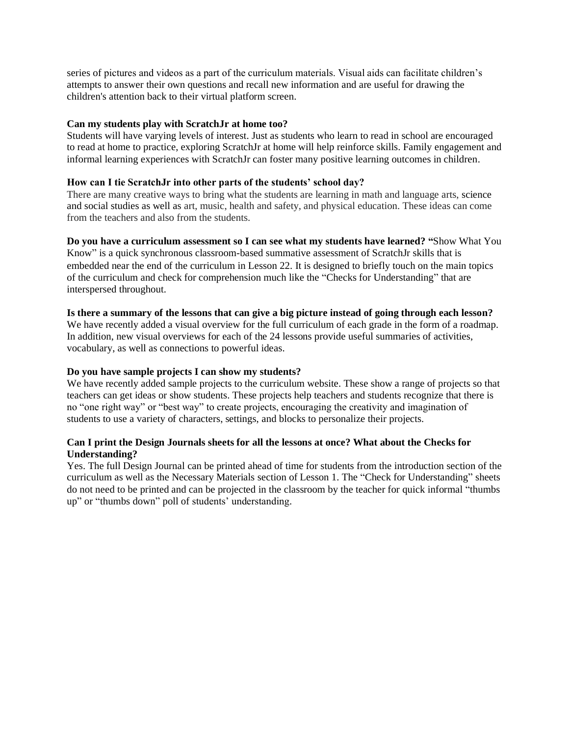series of pictures and videos as a part of the curriculum materials. Visual aids can facilitate children's attempts to answer their own questions and recall new information and are useful for drawing the children's attention back to their virtual platform screen.

**Can my students play with ScratchJr at home too?**

Students will have varying levels of interest. Just as students who learn to read in school are encouraged to read at home to practice, exploring ScratchJr at home will help reinforce skills. Family engagement and informal learning experiences with ScratchJr can foster many positive learning outcomes in children.

**How can I tie ScratchJr into other parts of the students' school day?**

There are many creative ways to bring what the students are learning in math and language arts, science and social studies as well as art, music, health and safety, and physical education. These ideas can come from the teachers and also from the students.

**Do you have a curriculum assessment so I can see what my students have learned?** "Show What You Know" is a quick synchronous classroom-based summative assessment of ScratchJr skills that is embedded near the end of the curriculum in Lesson 22. It is designed to briefly touch on the main topics of the curriculum and check for comprehension much like the "Checks for Understanding" that are interspersed throughout.

**Is there a summary of the lessons that can give a big picture instead of going through each lesson?**

We have recently added a visual overview for the full curriculum of each grade in the form of a roadmap. In addition, new visual overviews for each of the 24 lessons provide useful summaries of activities, vocabulary, as well as connections to powerful ideas.

**Do you have sample projects I can show my students?**

We have recently added sample projects to the curriculum website. These show a range of projects so that teachers can get ideas or show students. These projects help teachers and students recognize that there is no "one right way" or "best way" to create projects, encouraging the creativity and imagination of students to use a variety of characters, settings, and blocks to personalize their projects.

**Can I print the Design Journals sheets for all the lessons at once? What about the Checks for Understanding?**

Yes. The full Design Journal can be printed ahead of time for students from the introduction section of the curriculum as well as the Necessary Materials section of Lesson 1. The "Check for Understanding" sheets do not need to be printed and can be projected in the classroom by the teacher for quick informal "thumbs up" or "thumbs down" poll of students' understanding.